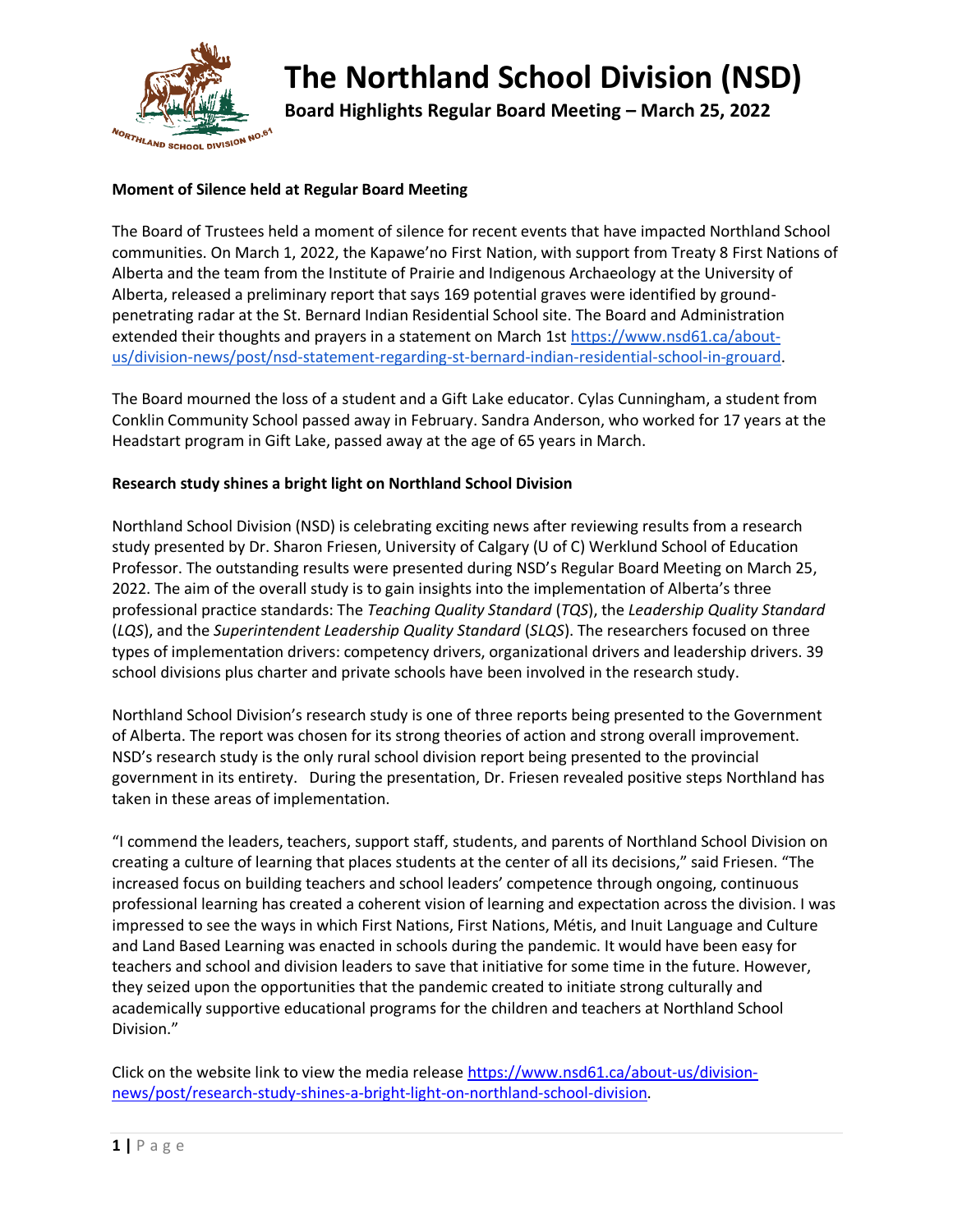# The Northland School Division (NSD)

## Board Highlights Regular Board Meeting – March 25, 2022

**Moment of Silence held at Regular Board Meeting**

The Board of Trustees held a moment of silence for recent events that have impacted Northland School communities. On March 1, 2022, the Kapawe'no First Nation, with support from Treaty 8 First Nations of Alberta and the team from the Institute of Prairie and Indigenous Archaeology at the University of Alberta, released a preliminary report that says 169 potential graves were identified by ground-penetrating radar at the St. Bernard Indian Residential School site. The Board and Administration extended their thoughts and prayers in a statement on March 1st https://www.nsd61.ca/about-us/division-news/post/nsd-statement-regarding-st-bernard-indian-residential-school-in-grouard.

The Board mourned the loss of a student and a Gift Lake educator. Cylas Cunningham, a student from Conklin Community School passed away in February. Sandra Anderson, who worked for 17 years at the Headstart program in Gift Lake, passed away at the age of 65 years in March.

**Research study shines a bright light on Northland School Division**

Northland School Division (NSD) is celebrating exciting news after reviewing results from a research study presented by Dr. Sharon Friesen, University of Calgary (U of C) Werklund School of Education Professor. The outstanding results were presented during NSD's Regular Board Meeting on March 25, 2022. The aim of the overall study is to gain insights into the implementation of Alberta's three professional practice standards: The *Teaching Quality Standard* (*TQS*), the *Leadership Quality Standard* (*LQS*), and the *Superintendent Leadership Quality Standard* (*SLQS*). The researchers focused on three types of implementation drivers: competency drivers, organizational drivers and leadership drivers. 39 school divisions plus charter and private schools have been involved in the research study.

Northland School Division's research study is one of three reports being presented to the Government of Alberta. The report was chosen for its strong theories of action and strong overall improvement. NSD's research study is the only rural school division report being presented to the provincial government in its entirety. During the presentation, Dr. Friesen revealed positive steps Northland has taken in these areas of implementation.

"I commend the leaders, teachers, support staff, students, and parents of Northland School Division on creating a culture of learning that places students at the center of all its decisions," said Friesen. "The increased focus on building teachers and school leaders' competence through ongoing, continuous professional learning has created a coherent vision of learning and expectation across the division. I was impressed to see the ways in which First Nations, First Nations, Métis, and Inuit Language and Culture and Land Based Learning was enacted in schools during the pandemic. It would have been easy for teachers and school and division leaders to save that initiative for some time in the future. However, they seized upon the opportunities that the pandemic created to initiate strong culturally and academically supportive educational programs for the children and teachers at Northland School Division."

Click on the website link to view the media release https://www.nsd61.ca/about-us/division-news/post/research-study-shines-a-bright-light-on-northland-school-division.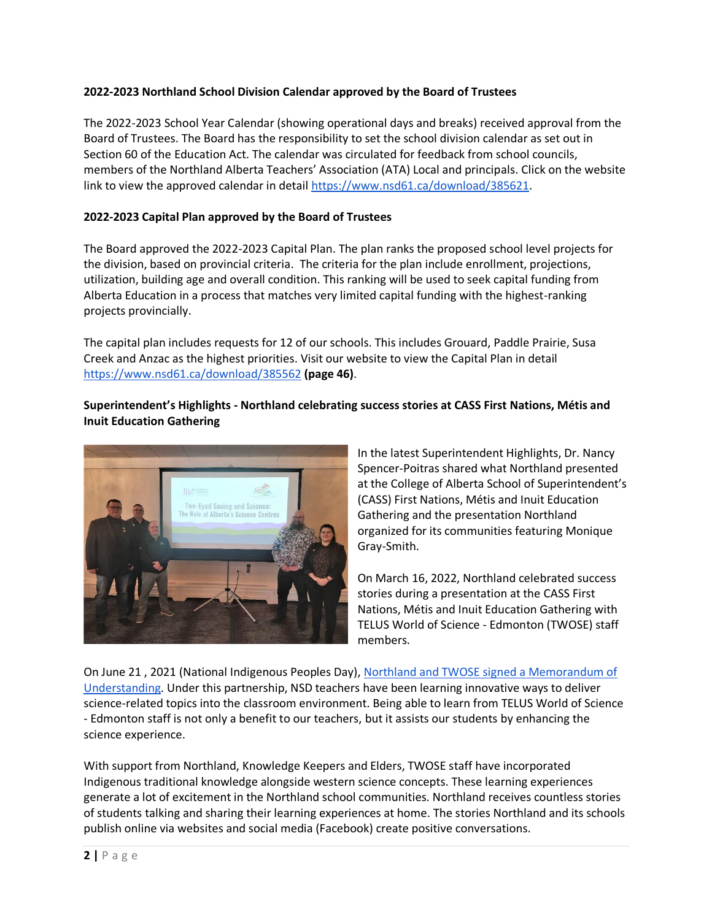**2022-2023 Northland School Division Calendar approved by the Board of Trustees**

The 2022-2023 School Year Calendar (showing operational days and breaks) received approval from the Board of Trustees. The Board has the responsibility to set the school division calendar as set out in Section 60 of the Education Act. The calendar was circulated for feedback from school councils, members of the Northland Alberta Teachers' Association (ATA) Local and principals. Click on the website link to view the approved calendar in detail https://www.nsd61.ca/download/385621.

**2022-2023 Capital Plan approved by the Board of Trustees**

The Board approved the 2022-2023 Capital Plan. The plan ranks the proposed school level projects for the division, based on provincial criteria. The criteria for the plan include enrollment, projections, utilization, building age and overall condition. This ranking will be used to seek capital funding from Alberta Education in a process that matches very limited capital funding with the highest-ranking projects provincially.

The capital plan includes requests for 12 of our schools. This includes Grouard, Paddle Prairie, Susa Creek and Anzac as the highest priorities. Visit our website to view the Capital Plan in detail https://www.nsd61.ca/download/385562 **(page 46)**.

**Superintendent's Highlights - Northland celebrating success stories at CASS First Nations, Métis and Inuit Education Gathering**

In the latest Superintendent Highlights, Dr. Nancy Spencer-Poitras shared what Northland presented at the College of Alberta School of Superintendent's (CASS) First Nations, Métis and Inuit Education Gathering and the presentation Northland organized for its communities featuring Monique Gray-Smith.

On March 16, 2022, Northland celebrated success stories during a presentation at the CASS First Nations, Métis and Inuit Education Gathering with TELUS World of Science - Edmonton (TWOSE) staff members.

On June 21 , 2021 (National Indigenous Peoples Day), Northland and TWOSE signed a Memorandum of Understanding. Under this partnership, NSD teachers have been learning innovative ways to deliver science-related topics into the classroom environment. Being able to learn from TELUS World of Science - Edmonton staff is not only a benefit to our teachers, but it assists our students by enhancing the science experience.

With support from Northland, Knowledge Keepers and Elders, TWOSE staff have incorporated Indigenous traditional knowledge alongside western science concepts. These learning experiences generate a lot of excitement in the Northland school communities. Northland receives countless stories of students talking and sharing their learning experiences at home. The stories Northland and its schools publish online via websites and social media (Facebook) create positive conversations.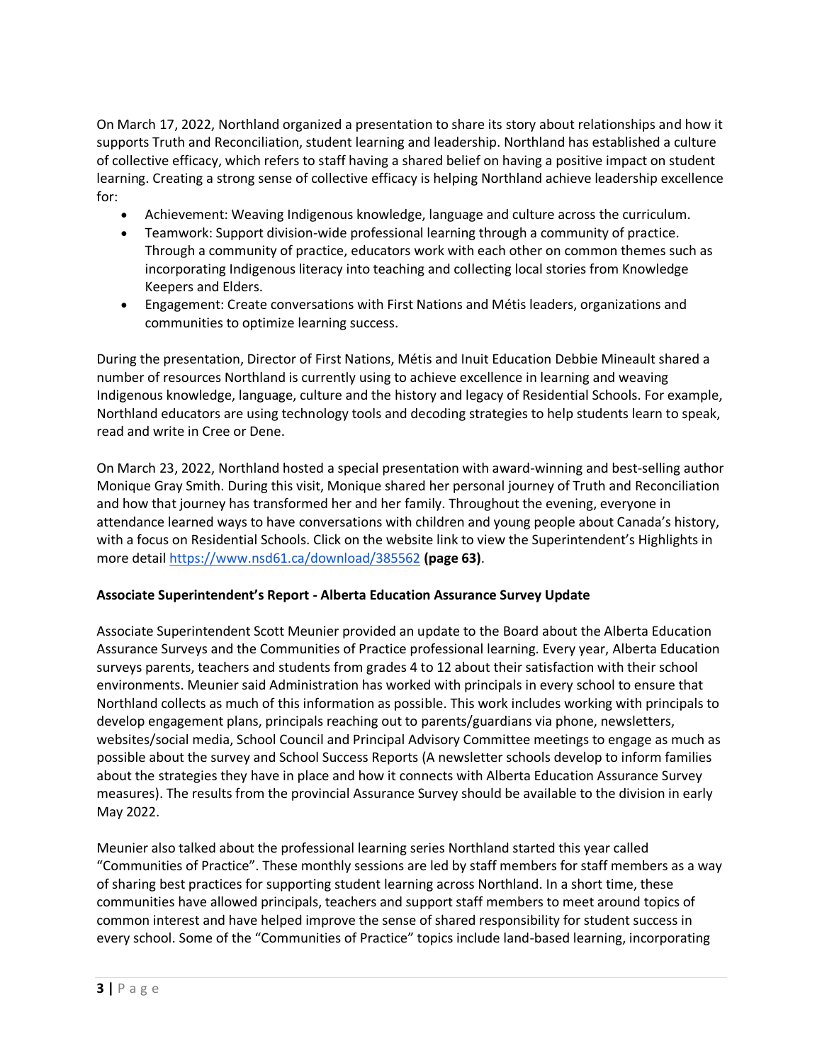On March 17, 2022, Northland organized a presentation to share its story about relationships and how it supports Truth and Reconciliation, student learning and leadership. Northland has established a culture of collective efficacy, which refers to staff having a shared belief on having a positive impact on student learning. Creating a strong sense of collective efficacy is helping Northland achieve leadership excellence for:

- Achievement: Weaving Indigenous knowledge, language and culture across the curriculum.
- Teamwork: Support division-wide professional learning through a community of practice. Through a community of practice, educators work with each other on common themes such as incorporating Indigenous literacy into teaching and collecting local stories from Knowledge Keepers and Elders.
- Engagement: Create conversations with First Nations and Métis leaders, organizations and communities to optimize learning success.

During the presentation, Director of First Nations, Métis and Inuit Education Debbie Mineault shared a number of resources Northland is currently using to achieve excellence in learning and weaving Indigenous knowledge, language, culture and the history and legacy of Residential Schools. For example, Northland educators are using technology tools and decoding strategies to help students learn to speak, read and write in Cree or Dene.

On March 23, 2022, Northland hosted a special presentation with award-winning and best-selling author Monique Gray Smith. During this visit, Monique shared her personal journey of Truth and Reconciliation and how that journey has transformed her and her family. Throughout the evening, everyone in attendance learned ways to have conversations with children and young people about Canada's history, with a focus on Residential Schools. Click on the website link to view the Superintendent's Highlights in more detail https://www.nsd61.ca/download/385562 **(page 63)**.

**Associate Superintendent's Report - Alberta Education Assurance Survey Update**

Associate Superintendent Scott Meunier provided an update to the Board about the Alberta Education Assurance Surveys and the Communities of Practice professional learning. Every year, Alberta Education surveys parents, teachers and students from grades 4 to 12 about their satisfaction with their school environments. Meunier said Administration has worked with principals in every school to ensure that Northland collects as much of this information as possible. This work includes working with principals to develop engagement plans, principals reaching out to parents/guardians via phone, newsletters, websites/social media, School Council and Principal Advisory Committee meetings to engage as much as possible about the survey and School Success Reports (A newsletter schools develop to inform families about the strategies they have in place and how it connects with Alberta Education Assurance Survey measures). The results from the provincial Assurance Survey should be available to the division in early May 2022.

Meunier also talked about the professional learning series Northland started this year called "Communities of Practice". These monthly sessions are led by staff members for staff members as a way of sharing best practices for supporting student learning across Northland. In a short time, these communities have allowed principals, teachers and support staff members to meet around topics of common interest and have helped improve the sense of shared responsibility for student success in every school. Some of the "Communities of Practice" topics include land-based learning, incorporating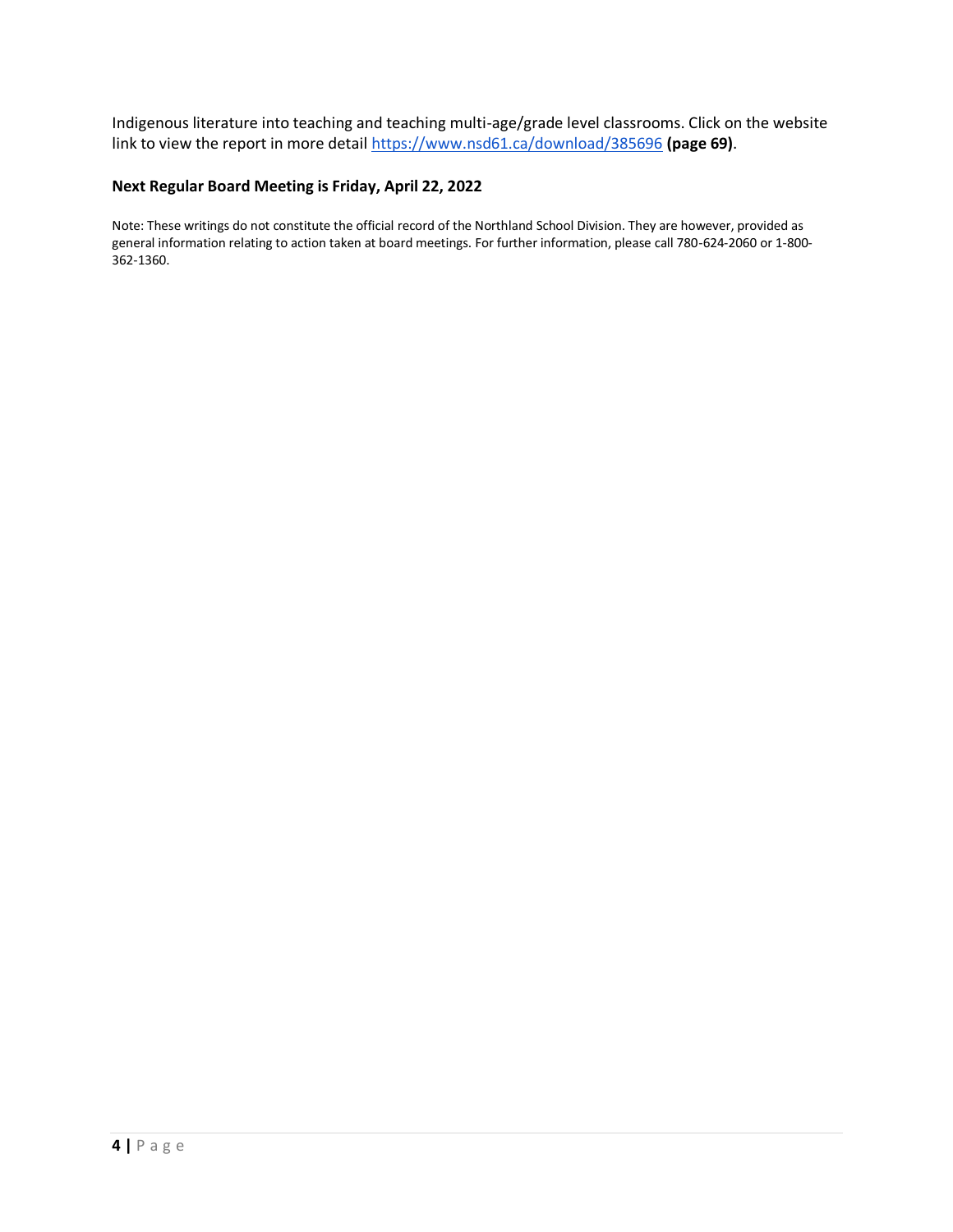Indigenous literature into teaching and teaching multi-age/grade level classrooms. Click on the website link to view the report in more detail https://www.nsd61.ca/download/385696 **(page 69)**.

**Next Regular Board Meeting is Friday, April 22, 2022**

Note: These writings do not constitute the official record of the Northland School Division. They are however, provided as general information relating to action taken at board meetings. For further information, please call 780-624-2060 or 1-800-362-1360.